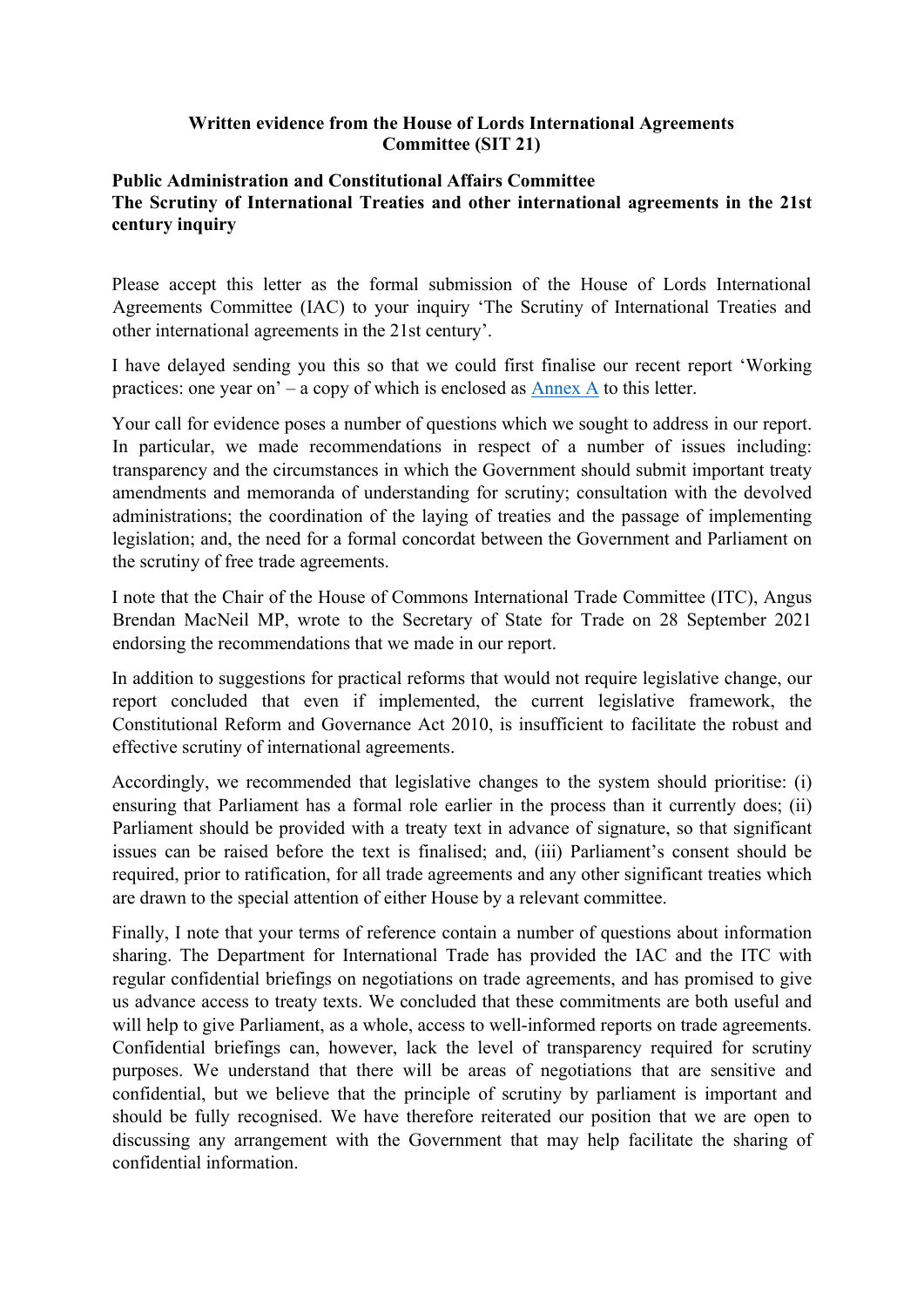**Written evidence from the House of Lords International Agreements Committee (SIT 21)**

**Public Administration and Constitutional Affairs Committee**
**The Scrutiny of International Treaties and other international agreements in the 21st century inquiry**

Please accept this letter as the formal submission of the House of Lords International Agreements Committee (IAC) to your inquiry 'The Scrutiny of International Treaties and other international agreements in the 21st century'.

I have delayed sending you this so that we could first finalise our recent report 'Working practices: one year on' – a copy of which is enclosed as Annex A to this letter.

Your call for evidence poses a number of questions which we sought to address in our report. In particular, we made recommendations in respect of a number of issues including: transparency and the circumstances in which the Government should submit important treaty amendments and memoranda of understanding for scrutiny; consultation with the devolved administrations; the coordination of the laying of treaties and the passage of implementing legislation; and, the need for a formal concordat between the Government and Parliament on the scrutiny of free trade agreements.

I note that the Chair of the House of Commons International Trade Committee (ITC), Angus Brendan MacNeil MP, wrote to the Secretary of State for Trade on 28 September 2021 endorsing the recommendations that we made in our report.

In addition to suggestions for practical reforms that would not require legislative change, our report concluded that even if implemented, the current legislative framework, the Constitutional Reform and Governance Act 2010, is insufficient to facilitate the robust and effective scrutiny of international agreements.

Accordingly, we recommended that legislative changes to the system should prioritise: (i) ensuring that Parliament has a formal role earlier in the process than it currently does; (ii) Parliament should be provided with a treaty text in advance of signature, so that significant issues can be raised before the text is finalised; and, (iii) Parliament's consent should be required, prior to ratification, for all trade agreements and any other significant treaties which are drawn to the special attention of either House by a relevant committee.

Finally, I note that your terms of reference contain a number of questions about information sharing. The Department for International Trade has provided the IAC and the ITC with regular confidential briefings on negotiations on trade agreements, and has promised to give us advance access to treaty texts. We concluded that these commitments are both useful and will help to give Parliament, as a whole, access to well-informed reports on trade agreements. Confidential briefings can, however, lack the level of transparency required for scrutiny purposes. We understand that there will be areas of negotiations that are sensitive and confidential, but we believe that the principle of scrutiny by parliament is important and should be fully recognised. We have therefore reiterated our position that we are open to discussing any arrangement with the Government that may help facilitate the sharing of confidential information.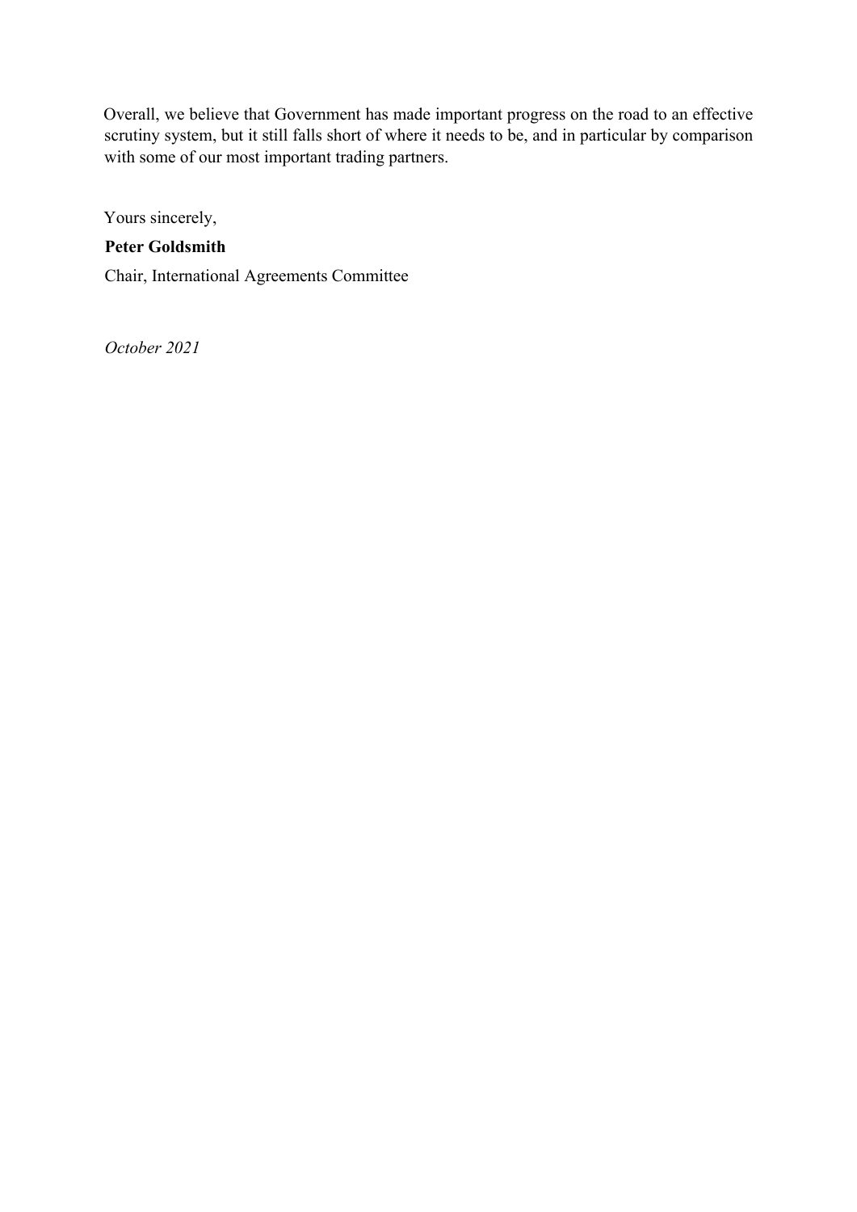Overall, we believe that Government has made important progress on the road to an effective scrutiny system, but it still falls short of where it needs to be, and in particular by comparison with some of our most important trading partners.

Yours sincerely,

**Peter Goldsmith**

Chair, International Agreements Committee

*October 2021*